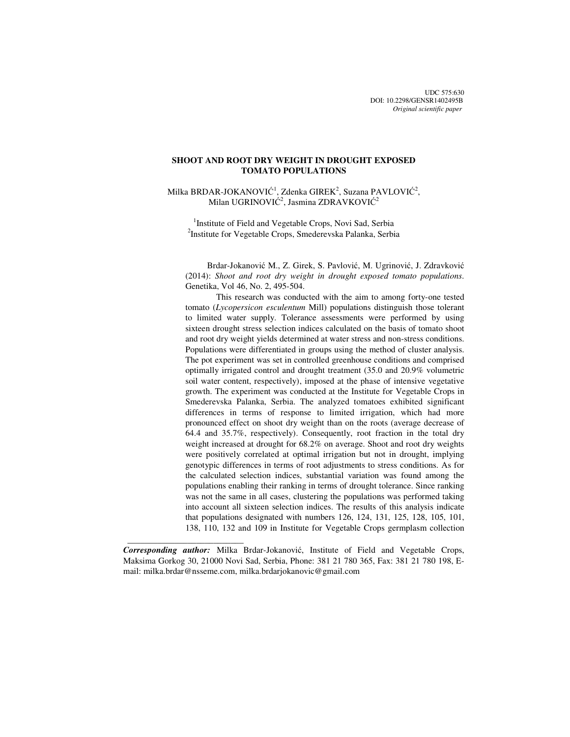UDC 575:630
DOI: 10.2298/GENSR1402495B
*Original scientific paper*

# SHOOT AND ROOT DRY WEIGHT IN DROUGHT EXPOSED TOMATO POPULATIONS

Milka BRDAR-JOKANOVIĆ[1], Zdenka GIREK[2], Suzana PAVLOVIĆ[2], Milan UGRINOVIĆ[2], Jasmina ZDRAVKOVIĆ[2]

[1]Institute of Field and Vegetable Crops, Novi Sad, Serbia
[2]Institute for Vegetable Crops, Smederevska Palanka, Serbia

Brdar-Jokanović M., Z. Girek, S. Pavlović, M. Ugrinović, J. Zdravković (2014): *Shoot and root dry weight in drought exposed tomato populations*. Genetika, Vol 46, No. 2, 495-504.

This research was conducted with the aim to among forty-one tested tomato (*Lycopersicon esculentum* Mill) populations distinguish those tolerant to limited water supply. Tolerance assessments were performed by using sixteen drought stress selection indices calculated on the basis of tomato shoot and root dry weight yields determined at water stress and non-stress conditions. Populations were differentiated in groups using the method of cluster analysis. The pot experiment was set in controlled greenhouse conditions and comprised optimally irrigated control and drought treatment (35.0 and 20.9% volumetric soil water content, respectively), imposed at the phase of intensive vegetative growth. The experiment was conducted at the Institute for Vegetable Crops in Smederevska Palanka, Serbia. The analyzed tomatoes exhibited significant differences in terms of response to limited irrigation, which had more pronounced effect on shoot dry weight than on the roots (average decrease of 64.4 and 35.7%, respectively). Consequently, root fraction in the total dry weight increased at drought for 68.2% on average. Shoot and root dry weights were positively correlated at optimal irrigation but not in drought, implying genotypic differences in terms of root adjustments to stress conditions. As for the calculated selection indices, substantial variation was found among the populations enabling their ranking in terms of drought tolerance. Since ranking was not the same in all cases, clustering the populations was performed taking into account all sixteen selection indices. The results of this analysis indicate that populations designated with numbers 126, 124, 131, 125, 128, 105, 101, 138, 110, 132 and 109 in Institute for Vegetable Crops germplasm collection

---

***Corresponding author:*** Milka Brdar-Jokanović, Institute of Field and Vegetable Crops, Maksima Gorkog 30, 21000 Novi Sad, Serbia, Phone: 381 21 780 365, Fax: 381 21 780 198, E-mail: milka.brdar@nsseme.com, milka.brdarjokanovic@gmail.com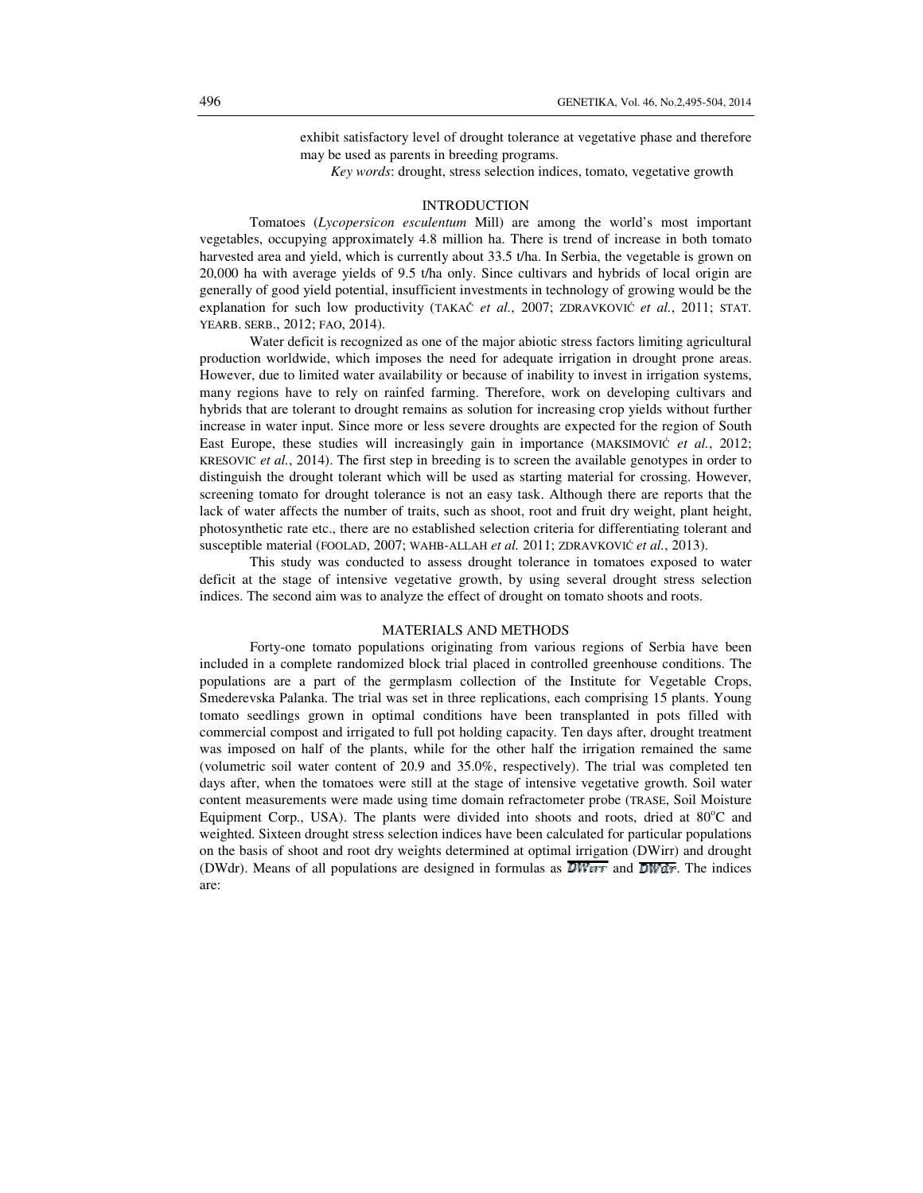exhibit satisfactory level of drought tolerance at vegetative phase and therefore may be used as parents in breeding programs.

*Key words*: drought, stress selection indices, tomato, vegetative growth

## INTRODUCTION

Tomatoes (*Lycopersicon esculentum* Mill) are among the world's most important vegetables, occupying approximately 4.8 million ha. There is trend of increase in both tomato harvested area and yield, which is currently about 33.5 t/ha. In Serbia, the vegetable is grown on 20,000 ha with average yields of 9.5 t/ha only. Since cultivars and hybrids of local origin are generally of good yield potential, insufficient investments in technology of growing would be the explanation for such low productivity (TAKAČ *et al.*, 2007; ZDRAVKOVIĆ *et al.*, 2011; STAT. YEARB. SERB., 2012; FAO, 2014).

Water deficit is recognized as one of the major abiotic stress factors limiting agricultural production worldwide, which imposes the need for adequate irrigation in drought prone areas. However, due to limited water availability or because of inability to invest in irrigation systems, many regions have to rely on rainfed farming. Therefore, work on developing cultivars and hybrids that are tolerant to drought remains as solution for increasing crop yields without further increase in water input. Since more or less severe droughts are expected for the region of South East Europe, these studies will increasingly gain in importance (MAKSIMOVIĆ *et al.*, 2012; KRESOVIC *et al.*, 2014). The first step in breeding is to screen the available genotypes in order to distinguish the drought tolerant which will be used as starting material for crossing. However, screening tomato for drought tolerance is not an easy task. Although there are reports that the lack of water affects the number of traits, such as shoot, root and fruit dry weight, plant height, photosynthetic rate etc., there are no established selection criteria for differentiating tolerant and susceptible material (FOOLAD, 2007; WAHB-ALLAH *et al.* 2011; ZDRAVKOVIĆ *et al.*, 2013).

This study was conducted to assess drought tolerance in tomatoes exposed to water deficit at the stage of intensive vegetative growth, by using several drought stress selection indices. The second aim was to analyze the effect of drought on tomato shoots and roots.

## MATERIALS AND METHODS

Forty-one tomato populations originating from various regions of Serbia have been included in a complete randomized block trial placed in controlled greenhouse conditions. The populations are a part of the germplasm collection of the Institute for Vegetable Crops, Smederevska Palanka. The trial was set in three replications, each comprising 15 plants. Young tomato seedlings grown in optimal conditions have been transplanted in pots filled with commercial compost and irrigated to full pot holding capacity. Ten days after, drought treatment was imposed on half of the plants, while for the other half the irrigation remained the same (volumetric soil water content of 20.9 and 35.0%, respectively). The trial was completed ten days after, when the tomatoes were still at the stage of intensive vegetative growth. Soil water content measurements were made using time domain refractometer probe (TRASE, Soil Moisture Equipment Corp., USA). The plants were divided into shoots and roots, dried at 80°C and weighted. Sixteen drought stress selection indices have been calculated for particular populations on the basis of shoot and root dry weights determined at optimal irrigation (DWirr) and drought (DWdr). Means of all populations are designed in formulas as $\overline{DWirr}$ and $\overline{DWdr}$. The indices are: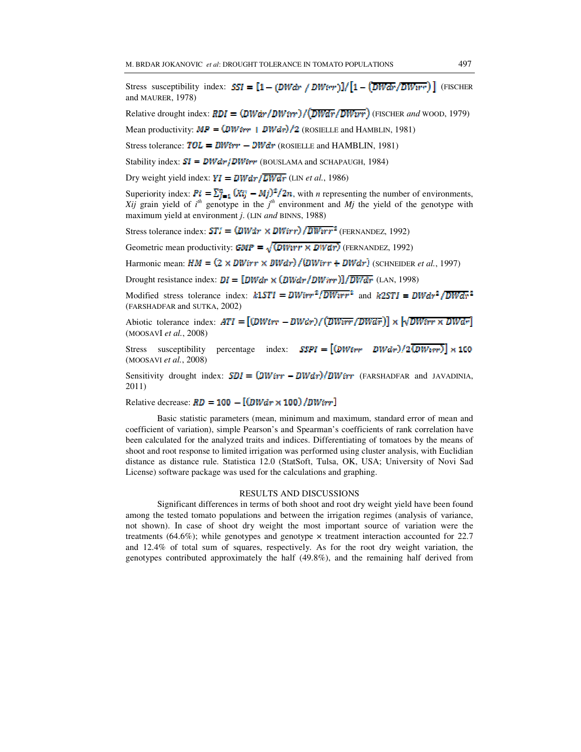Stress susceptibility index: $SSI = [1 - (DWdr / DWirr)]/[1 - (\overline{DWdr}/\overline{DWirr})]$ (FISCHER and MAURER, 1978)

Relative drought index: $RDI = (DWdr/DWirr)/(\overline{DWdr}/\overline{DWirr})$ (FISCHER *and* WOOD, 1979)

Mean productivity: $MP = (DWirr + DWdr)/2$ (ROSIELLE and HAMBLIN, 1981)

Stress tolerance: $TOL = DWirr - DWdr$ (ROSIELLE and HAMBLIN, 1981)

Stability index: $SI = DWdr/DWirr$ (BOUSLAMA and SCHAPAUGH, 1984)

Dry weight yield index: $YI = DWdr/\overline{DWdr}$ (LIN *et al.*, 1986)

Superiority index: $Pi = \sum_{j=1}^{n}(Xij - Mj)^2/2n$, with *n* representing the number of environments, *Xij* grain yield of *i^th^* genotype in the *j^th^* environment and *Mj* the yield of the genotype with maximum yield at environment *j*. (LIN *and* BINNS, 1988)

Stress tolerance index: $STI = (DWdr \times DWirr)/\overline{DWirr}^2$ (FERNANDEZ, 1992)

Geometric mean productivity: $GMP = \sqrt{(DWirr \times DWdr)}$ (FERNANDEZ, 1992)

Harmonic mean: $HM = (2 \times DWirr \times DWdr)/(DWirr + DWdr)$ (SCHNEIDER *et al.*, 1997)

Drought resistance index: $DI = [DWdr \times (DWdr/DWirr)]/\overline{DWdr}$ (LAN, 1998)

Modified stress tolerance index: $k1STI = DWirr^2/\overline{DWirr}^2$ and $k2STI = DWdr^2/\overline{DWdr}^2$ (FARSHADFAR and SUTKA, 2002)

Abiotic tolerance index: $ATI = [(DWirr - DWdr)/(\overline{DWirr}/\overline{DWdr})] \times [\sqrt{DWirr \times DWdr}]$ (MOOSAVI *et al.*, 2008)

Stress susceptibility percentage index: $SSPI = [(DWirr - DWdr)/2(\overline{DWirr})] \times 100$ (MOOSAVI *et al.*, 2008)

Sensitivity drought index: $SDI = (DWirr - DWdr)/DWirr$ (FARSHADFAR and JAVADINIA, 2011)

Relative decrease: $RD = 100 - [(DWdr \times 100)/DWirr]$

Basic statistic parameters (mean, minimum and maximum, standard error of mean and coefficient of variation), simple Pearson's and Spearman's coefficients of rank correlation have been calculated for the analyzed traits and indices. Differentiating of tomatoes by the means of shoot and root response to limited irrigation was performed using cluster analysis, with Euclidian distance as distance rule. Statistica 12.0 (StatSoft, Tulsa, OK, USA; University of Novi Sad License) software package was used for the calculations and graphing.

## RESULTS AND DISCUSSIONS

Significant differences in terms of both shoot and root dry weight yield have been found among the tested tomato populations and between the irrigation regimes (analysis of variance, not shown). In case of shoot dry weight the most important source of variation were the treatments (64.6%); while genotypes and genotype × treatment interaction accounted for 22.7 and 12.4% of total sum of squares, respectively. As for the root dry weight variation, the genotypes contributed approximately the half (49.8%), and the remaining half derived from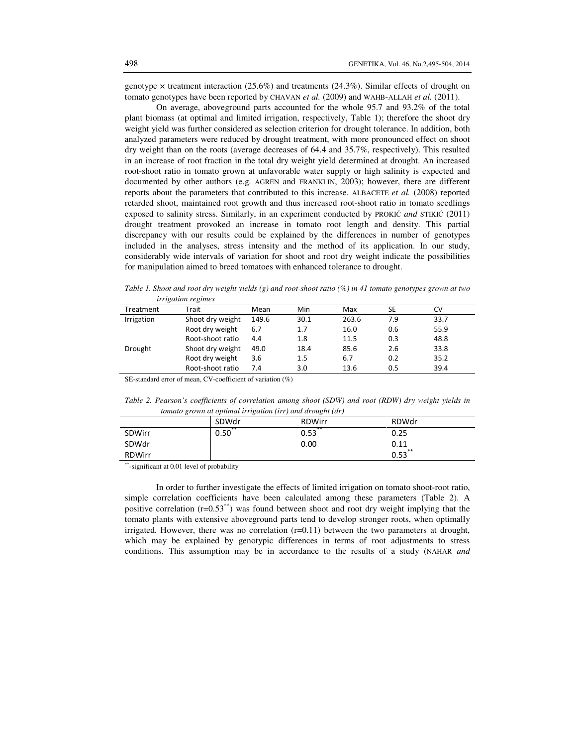genotype × treatment interaction (25.6%) and treatments (24.3%). Similar effects of drought on tomato genotypes have been reported by CHAVAN *et al.* (2009) and WAHB-ALLAH *et al.* (2011).

On average, aboveground parts accounted for the whole 95.7 and 93.2% of the total plant biomass (at optimal and limited irrigation, respectively, Table 1); therefore the shoot dry weight yield was further considered as selection criterion for drought tolerance. In addition, both analyzed parameters were reduced by drought treatment, with more pronounced effect on shoot dry weight than on the roots (average decreases of 64.4 and 35.7%, respectively). This resulted in an increase of root fraction in the total dry weight yield determined at drought. An increased root-shoot ratio in tomato grown at unfavorable water supply or high salinity is expected and documented by other authors (e.g. ÅGREN and FRANKLIN, 2003); however, there are different reports about the parameters that contributed to this increase. ALBACETE *et al.* (2008) reported retarded shoot, maintained root growth and thus increased root-shoot ratio in tomato seedlings exposed to salinity stress. Similarly, in an experiment conducted by PROKIĆ *and* STIKIĆ (2011) drought treatment provoked an increase in tomato root length and density. This partial discrepancy with our results could be explained by the differences in number of genotypes included in the analyses, stress intensity and the method of its application. In our study, considerably wide intervals of variation for shoot and root dry weight indicate the possibilities for manipulation aimed to breed tomatoes with enhanced tolerance to drought.

*Table 1. Shoot and root dry weight yields (g) and root-shoot ratio (%) in 41 tomato genotypes grown at two irrigation regimes*

| Treatment | Trait | Mean | Min | Max | SE | CV |
|---|---|---|---|---|---|---|
| Irrigation | Shoot dry weight | 149.6 | 30.1 | 263.6 | 7.9 | 33.7 |
| | Root dry weight | 6.7 | 1.7 | 16.0 | 0.6 | 55.9 |
| | Root-shoot ratio | 4.4 | 1.8 | 11.5 | 0.3 | 48.8 |
| Drought | Shoot dry weight | 49.0 | 18.4 | 85.6 | 2.6 | 33.8 |
| | Root dry weight | 3.6 | 1.5 | 6.7 | 0.2 | 35.2 |
| | Root-shoot ratio | 7.4 | 3.0 | 13.6 | 0.5 | 39.4 |

SE-standard error of mean, CV-coefficient of variation (%)

*Table 2. Pearson's coefficients of correlation among shoot (SDW) and root (RDW) dry weight yields in tomato grown at optimal irrigation (irr) and drought (dr)*

| | SDWdr | RDWirr | RDWdr |
|---|---|---|---|
| SDWirr | $0.50^{**}$ | $0.53^{**}$ | 0.25 |
| SDWdr | | 0.00 | 0.11 |
| RDWirr | | | $0.53^{**}$ |

$^{**}$-significant at 0.01 level of probability

In order to further investigate the effects of limited irrigation on tomato shoot-root ratio, simple correlation coefficients have been calculated among these parameters (Table 2). A positive correlation ($r=0.53^{**}$) was found between shoot and root dry weight implying that the tomato plants with extensive aboveground parts tend to develop stronger roots, when optimally irrigated. However, there was no correlation ($r=0.11$) between the two parameters at drought, which may be explained by genotypic differences in terms of root adjustments to stress conditions. This assumption may be in accordance to the results of a study (NAHAR *and*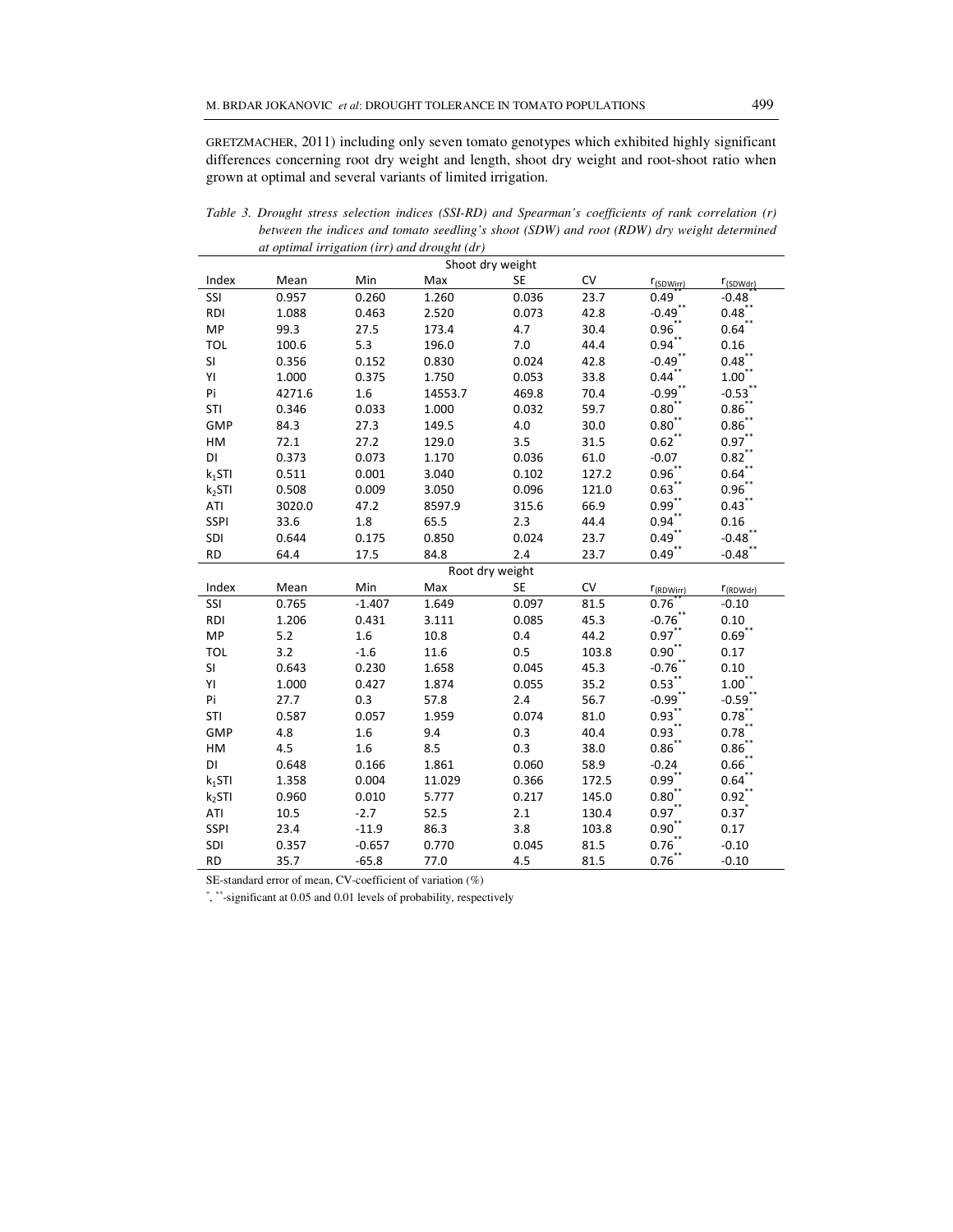GRETZMACHER, 2011) including only seven tomato genotypes which exhibited highly significant differences concerning root dry weight and length, shoot dry weight and root-shoot ratio when grown at optimal and several variants of limited irrigation.

*Table 3. Drought stress selection indices (SSI-RD) and Spearman's coefficients of rank correlation (r) between the indices and tomato seedling's shoot (SDW) and root (RDW) dry weight determined at optimal irrigation (irr) and drought (dr)*

| Shoot dry weight | | | | | | | |
|---|---|---|---|---|---|---|---|
| Index | Mean | Min | Max | SE | CV | $r_{(SDWirr)}$ | $r_{(SDWdr)}$ |
| SSI | 0.957 | 0.260 | 1.260 | 0.036 | 23.7 | 0.49** | -0.48** |
| RDI | 1.088 | 0.463 | 2.520 | 0.073 | 42.8 | -0.49** | 0.48** |
| MP | 99.3 | 27.5 | 173.4 | 4.7 | 30.4 | 0.96** | 0.64** |
| TOL | 100.6 | 5.3 | 196.0 | 7.0 | 44.4 | 0.94** | 0.16 |
| SI | 0.356 | 0.152 | 0.830 | 0.024 | 42.8 | -0.49** | 0.48** |
| YI | 1.000 | 0.375 | 1.750 | 0.053 | 33.8 | 0.44** | 1.00** |
| Pi | 4271.6 | 1.6 | 14553.7 | 469.8 | 70.4 | -0.99** | -0.53** |
| STI | 0.346 | 0.033 | 1.000 | 0.032 | 59.7 | 0.80** | 0.86** |
| GMP | 84.3 | 27.3 | 149.5 | 4.0 | 30.0 | 0.80** | 0.86** |
| HM | 72.1 | 27.2 | 129.0 | 3.5 | 31.5 | 0.62** | 0.97** |
| DI | 0.373 | 0.073 | 1.170 | 0.036 | 61.0 | -0.07 | 0.82** |
| $k_1$STI | 0.511 | 0.001 | 3.040 | 0.102 | 127.2 | 0.96** | 0.64** |
| $k_2$STI | 0.508 | 0.009 | 3.050 | 0.096 | 121.0 | 0.63** | 0.96** |
| ATI | 3020.0 | 47.2 | 8597.9 | 315.6 | 66.9 | 0.99** | 0.43** |
| SSPI | 33.6 | 1.8 | 65.5 | 2.3 | 44.4 | 0.94** | 0.16 |
| SDI | 0.644 | 0.175 | 0.850 | 0.024 | 23.7 | 0.49** | -0.48** |
| RD | 64.4 | 17.5 | 84.8 | 2.4 | 23.7 | 0.49** | -0.48** |
| **Root dry weight** | | | | | | | |
| Index | Mean | Min | Max | SE | CV | $r_{(RDWirr)}$ | $r_{(RDWdr)}$ |
| SSI | 0.765 | -1.407 | 1.649 | 0.097 | 81.5 | 0.76** | -0.10 |
| RDI | 1.206 | 0.431 | 3.111 | 0.085 | 45.3 | -0.76** | 0.10 |
| MP | 5.2 | 1.6 | 10.8 | 0.4 | 44.2 | 0.97** | 0.69** |
| TOL | 3.2 | -1.6 | 11.6 | 0.5 | 103.8 | 0.90** | 0.17 |
| SI | 0.643 | 0.230 | 1.658 | 0.045 | 45.3 | -0.76** | 0.10 |
| YI | 1.000 | 0.427 | 1.874 | 0.055 | 35.2 | 0.53** | 1.00** |
| Pi | 27.7 | 0.3 | 57.8 | 2.4 | 56.7 | -0.99** | -0.59** |
| STI | 0.587 | 0.057 | 1.959 | 0.074 | 81.0 | 0.93** | 0.78** |
| GMP | 4.8 | 1.6 | 9.4 | 0.3 | 40.4 | 0.93** | 0.78** |
| HM | 4.5 | 1.6 | 8.5 | 0.3 | 38.0 | 0.86** | 0.86** |
| DI | 0.648 | 0.166 | 1.861 | 0.060 | 58.9 | -0.24 | 0.66** |
| $k_1$STI | 1.358 | 0.004 | 11.029 | 0.366 | 172.5 | 0.99** | 0.64** |
| $k_2$STI | 0.960 | 0.010 | 5.777 | 0.217 | 145.0 | 0.80** | 0.92** |
| ATI | 10.5 | -2.7 | 52.5 | 2.1 | 130.4 | 0.97** | 0.37* |
| SSPI | 23.4 | -11.9 | 86.3 | 3.8 | 103.8 | 0.90** | 0.17 |
| SDI | 0.357 | -0.657 | 0.770 | 0.045 | 81.5 | 0.76** | -0.10 |
| RD | 35.7 | -65.8 | 77.0 | 4.5 | 81.5 | 0.76** | -0.10 |

SE-standard error of mean, CV-coefficient of variation (%)

*, **-significant at 0.05 and 0.01 levels of probability, respectively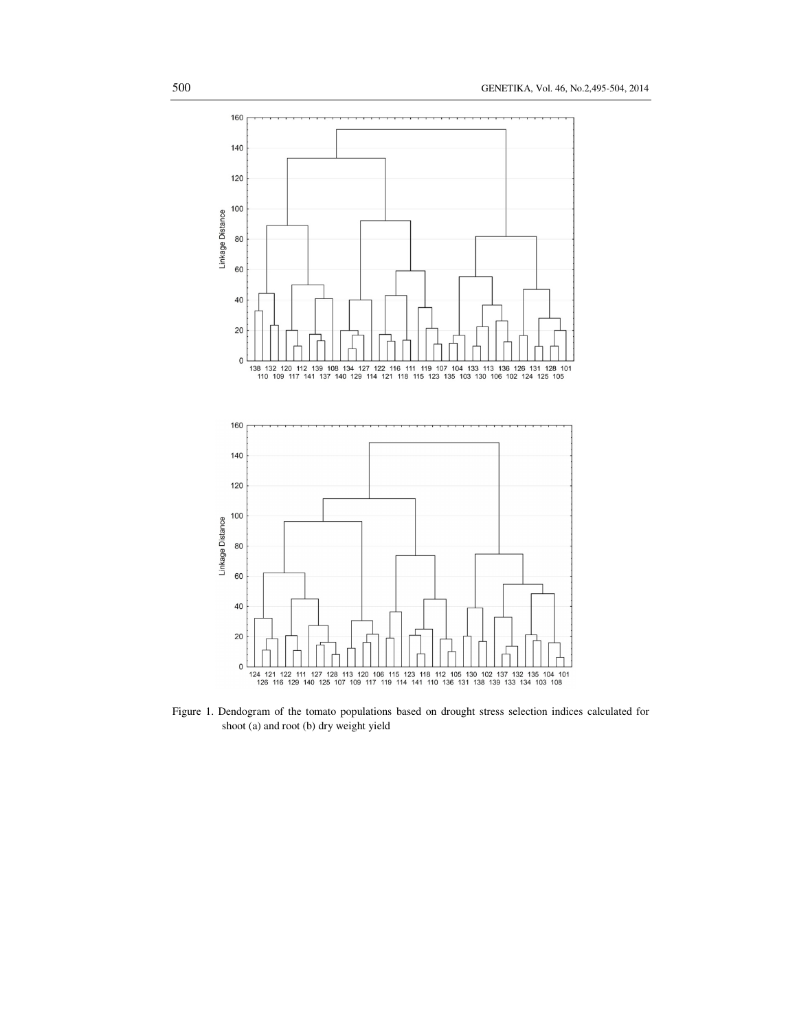Figure 1. Dendogram of the tomato populations based on drought stress selection indices calculated for shoot (a) and root (b) dry weight yield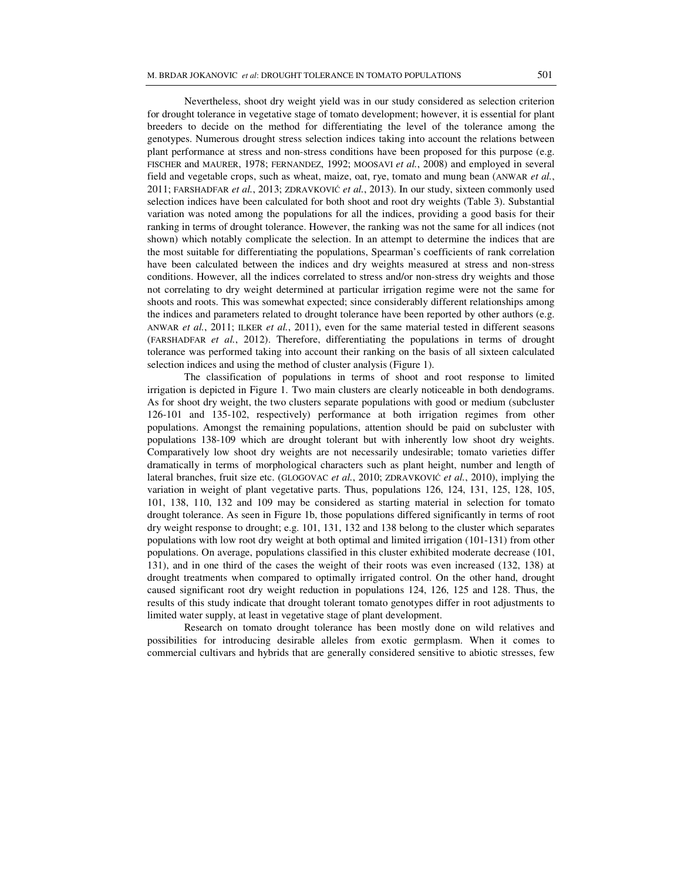Nevertheless, shoot dry weight yield was in our study considered as selection criterion for drought tolerance in vegetative stage of tomato development; however, it is essential for plant breeders to decide on the method for differentiating the level of the tolerance among the genotypes. Numerous drought stress selection indices taking into account the relations between plant performance at stress and non-stress conditions have been proposed for this purpose (e.g. FISCHER and MAURER, 1978; FERNANDEZ, 1992; MOOSAVI *et al.*, 2008) and employed in several field and vegetable crops, such as wheat, maize, oat, rye, tomato and mung bean (ANWAR *et al.*, 2011; FARSHADFAR *et al.*, 2013; ZDRAVKOVIĆ *et al.*, 2013). In our study, sixteen commonly used selection indices have been calculated for both shoot and root dry weights (Table 3). Substantial variation was noted among the populations for all the indices, providing a good basis for their ranking in terms of drought tolerance. However, the ranking was not the same for all indices (not shown) which notably complicate the selection. In an attempt to determine the indices that are the most suitable for differentiating the populations, Spearman's coefficients of rank correlation have been calculated between the indices and dry weights measured at stress and non-stress conditions. However, all the indices correlated to stress and/or non-stress dry weights and those not correlating to dry weight determined at particular irrigation regime were not the same for shoots and roots. This was somewhat expected; since considerably different relationships among the indices and parameters related to drought tolerance have been reported by other authors (e.g. ANWAR *et al.*, 2011; ILKER *et al.*, 2011), even for the same material tested in different seasons (FARSHADFAR *et al.*, 2012). Therefore, differentiating the populations in terms of drought tolerance was performed taking into account their ranking on the basis of all sixteen calculated selection indices and using the method of cluster analysis (Figure 1).

The classification of populations in terms of shoot and root response to limited irrigation is depicted in Figure 1. Two main clusters are clearly noticeable in both dendograms. As for shoot dry weight, the two clusters separate populations with good or medium (subcluster 126-101 and 135-102, respectively) performance at both irrigation regimes from other populations. Amongst the remaining populations, attention should be paid on subcluster with populations 138-109 which are drought tolerant but with inherently low shoot dry weights. Comparatively low shoot dry weights are not necessarily undesirable; tomato varieties differ dramatically in terms of morphological characters such as plant height, number and length of lateral branches, fruit size etc. (GLOGOVAC *et al.*, 2010; ZDRAVKOVIĆ *et al.*, 2010), implying the variation in weight of plant vegetative parts. Thus, populations 126, 124, 131, 125, 128, 105, 101, 138, 110, 132 and 109 may be considered as starting material in selection for tomato drought tolerance. As seen in Figure 1b, those populations differed significantly in terms of root dry weight response to drought; e.g. 101, 131, 132 and 138 belong to the cluster which separates populations with low root dry weight at both optimal and limited irrigation (101-131) from other populations. On average, populations classified in this cluster exhibited moderate decrease (101, 131), and in one third of the cases the weight of their roots was even increased (132, 138) at drought treatments when compared to optimally irrigated control. On the other hand, drought caused significant root dry weight reduction in populations 124, 126, 125 and 128. Thus, the results of this study indicate that drought tolerant tomato genotypes differ in root adjustments to limited water supply, at least in vegetative stage of plant development.

Research on tomato drought tolerance has been mostly done on wild relatives and possibilities for introducing desirable alleles from exotic germplasm. When it comes to commercial cultivars and hybrids that are generally considered sensitive to abiotic stresses, few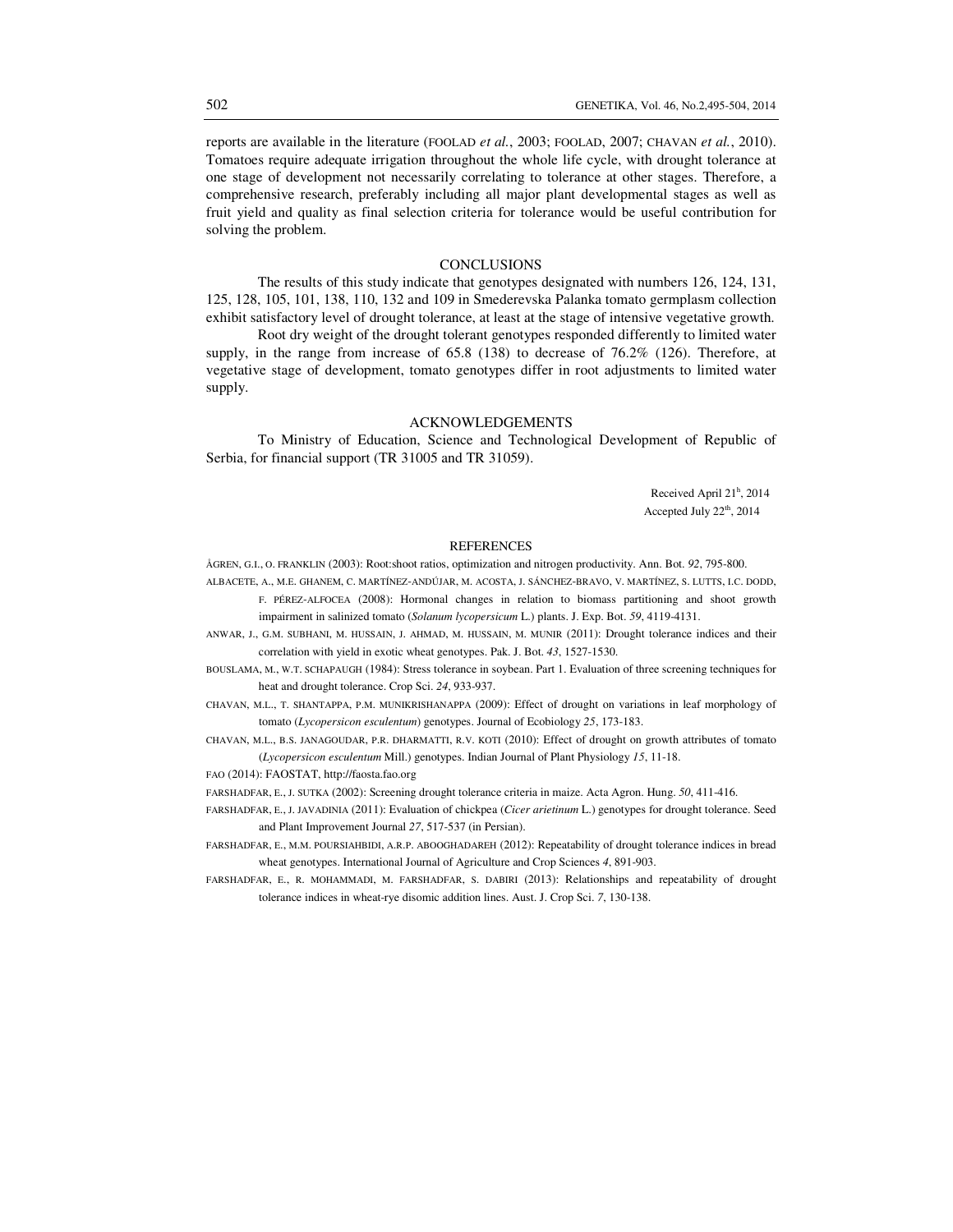reports are available in the literature (FOOLAD *et al.*, 2003; FOOLAD, 2007; CHAVAN *et al.*, 2010). Tomatoes require adequate irrigation throughout the whole life cycle, with drought tolerance at one stage of development not necessarily correlating to tolerance at other stages. Therefore, a comprehensive research, preferably including all major plant developmental stages as well as fruit yield and quality as final selection criteria for tolerance would be useful contribution for solving the problem.

## CONCLUSIONS

The results of this study indicate that genotypes designated with numbers 126, 124, 131, 125, 128, 105, 101, 138, 110, 132 and 109 in Smederevska Palanka tomato germplasm collection exhibit satisfactory level of drought tolerance, at least at the stage of intensive vegetative growth.

Root dry weight of the drought tolerant genotypes responded differently to limited water supply, in the range from increase of 65.8 (138) to decrease of 76.2% (126). Therefore, at vegetative stage of development, tomato genotypes differ in root adjustments to limited water supply.

## ACKNOWLEDGEMENTS

To Ministry of Education, Science and Technological Development of Republic of Serbia, for financial support (TR 31005 and TR 31059).

Received April 21h, 2014
Accepted July 22th, 2014

## REFERENCES

ÅGREN, G.I., O. FRANKLIN (2003): Root:shoot ratios, optimization and nitrogen productivity. Ann. Bot. *92*, 795-800.

ALBACETE, A., M.E. GHANEM, C. MARTÍNEZ-ANDÚJAR, M. ACOSTA, J. SÁNCHEZ-BRAVO, V. MARTÍNEZ, S. LUTTS, I.C. DODD, F. PÉREZ-ALFOCEA (2008): Hormonal changes in relation to biomass partitioning and shoot growth impairment in salinized tomato (*Solanum lycopersicum* L.) plants. J. Exp. Bot. *59*, 4119-4131.

ANWAR, J., G.M. SUBHANI, M. HUSSAIN, J. AHMAD, M. HUSSAIN, M. MUNIR (2011): Drought tolerance indices and their correlation with yield in exotic wheat genotypes. Pak. J. Bot. *43*, 1527-1530.

BOUSLAMA, M., W.T. SCHAPAUGH (1984): Stress tolerance in soybean. Part 1. Evaluation of three screening techniques for heat and drought tolerance. Crop Sci. *24*, 933-937.

CHAVAN, M.L., T. SHANTAPPA, P.M. MUNIKRISHANAPPA (2009): Effect of drought on variations in leaf morphology of tomato (*Lycopersicon esculentum*) genotypes. Journal of Ecobiology *25*, 173-183.

CHAVAN, M.L., B.S. JANAGOUDAR, P.R. DHARMATTI, R.V. KOTI (2010): Effect of drought on growth attributes of tomato (*Lycopersicon esculentum* Mill.) genotypes. Indian Journal of Plant Physiology *15*, 11-18.

FAO (2014): FAOSTAT, http://faosta.fao.org

FARSHADFAR, E., J. SUTKA (2002): Screening drought tolerance criteria in maize. Acta Agron. Hung. *50*, 411-416.

FARSHADFAR, E., J. JAVADINIA (2011): Evaluation of chickpea (*Cicer arietinum* L.) genotypes for drought tolerance. Seed and Plant Improvement Journal *27*, 517-537 (in Persian).

FARSHADFAR, E., M.M. POURSIAHBIDI, A.R.P. ABOOGHADAREH (2012): Repeatability of drought tolerance indices in bread wheat genotypes. International Journal of Agriculture and Crop Sciences *4*, 891-903.

FARSHADFAR, E., R. MOHAMMADI, M. FARSHADFAR, S. DABIRI (2013): Relationships and repeatability of drought tolerance indices in wheat-rye disomic addition lines. Aust. J. Crop Sci. *7*, 130-138.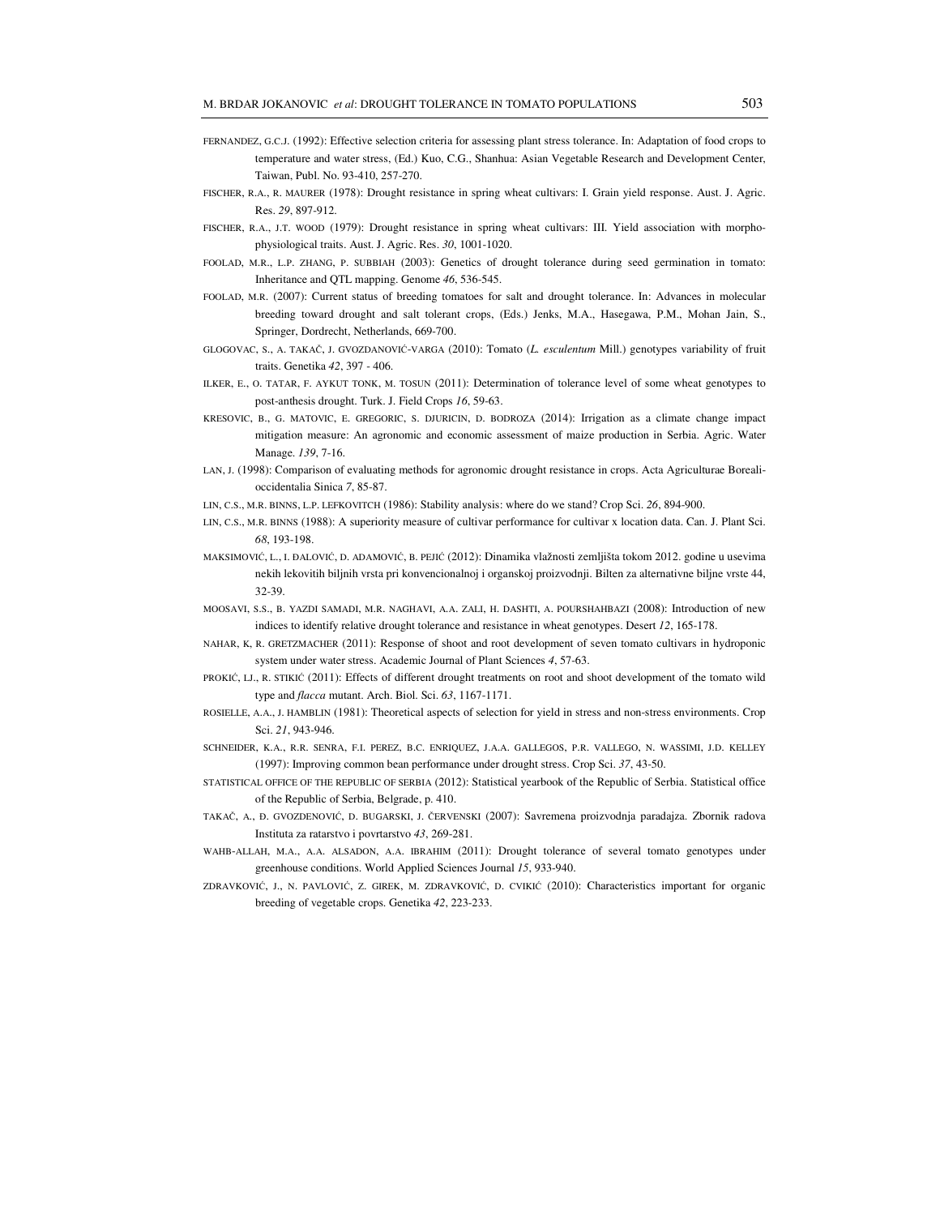FERNANDEZ, G.C.J. (1992): Effective selection criteria for assessing plant stress tolerance. In: Adaptation of food crops to temperature and water stress, (Ed.) Kuo, C.G., Shanhua: Asian Vegetable Research and Development Center, Taiwan, Publ. No. 93-410, 257-270.

FISCHER, R.A., R. MAURER (1978): Drought resistance in spring wheat cultivars: I. Grain yield response. Aust. J. Agric. Res. *29*, 897-912.

FISCHER, R.A., J.T. WOOD (1979): Drought resistance in spring wheat cultivars: III. Yield association with morpho-physiological traits. Aust. J. Agric. Res. *30*, 1001-1020.

FOOLAD, M.R., L.P. ZHANG, P. SUBBIAH (2003): Genetics of drought tolerance during seed germination in tomato: Inheritance and QTL mapping. Genome *46*, 536-545.

FOOLAD, M.R. (2007): Current status of breeding tomatoes for salt and drought tolerance. In: Advances in molecular breeding toward drought and salt tolerant crops, (Eds.) Jenks, M.A., Hasegawa, P.M., Mohan Jain, S., Springer, Dordrecht, Netherlands, 669-700.

GLOGOVAC, S., A. TAKAČ, J. GVOZDANOVIĆ-VARGA (2010): Tomato (*L. esculentum* Mill.) genotypes variability of fruit traits. Genetika *42*, 397 - 406.

ILKER, E., O. TATAR, F. AYKUT TONK, M. TOSUN (2011): Determination of tolerance level of some wheat genotypes to post-anthesis drought. Turk. J. Field Crops *16*, 59-63.

KRESOVIC, B., G. MATOVIC, E. GREGORIC, S. DJURICIN, D. BODROZA (2014): Irrigation as a climate change impact mitigation measure: An agronomic and economic assessment of maize production in Serbia. Agric. Water Manage. *139*, 7-16.

LAN, J. (1998): Comparison of evaluating methods for agronomic drought resistance in crops. Acta Agriculturae Boreali-occidentalia Sinica *7*, 85-87.

LIN, C.S., M.R. BINNS, L.P. LEFKOVITCH (1986): Stability analysis: where do we stand? Crop Sci. *26*, 894-900.

LIN, C.S., M.R. BINNS (1988): A superiority measure of cultivar performance for cultivar x location data. Can. J. Plant Sci. *68*, 193-198.

MAKSIMOVIĆ, L., I. ĐALOVIĆ, D. ADAMOVIĆ, B. PEJIĆ (2012): Dinamika vlažnosti zemljišta tokom 2012. godine u usevima nekih lekovitih biljnih vrsta pri konvencionalnoj i organskoj proizvodnji. Bilten za alternativne biljne vrste 44, 32-39.

MOOSAVI, S.S., B. YAZDI SAMADI, M.R. NAGHAVI, A.A. ZALI, H. DASHTI, A. POURSHAHBAZI (2008): Introduction of new indices to identify relative drought tolerance and resistance in wheat genotypes. Desert *12*, 165-178.

NAHAR, K, R. GRETZMACHER (2011): Response of shoot and root development of seven tomato cultivars in hydroponic system under water stress. Academic Journal of Plant Sciences *4*, 57-63.

PROKIĆ, LJ., R. STIKIĆ (2011): Effects of different drought treatments on root and shoot development of the tomato wild type and *flacca* mutant. Arch. Biol. Sci. *63*, 1167-1171.

ROSIELLE, A.A., J. HAMBLIN (1981): Theoretical aspects of selection for yield in stress and non-stress environments. Crop Sci. *21*, 943-946.

SCHNEIDER, K.A., R.R. SENRA, F.I. PEREZ, B.C. ENRIQUEZ, J.A.A. GALLEGOS, P.R. VALLEGO, N. WASSIMI, J.D. KELLEY (1997): Improving common bean performance under drought stress. Crop Sci. *37*, 43-50.

STATISTICAL OFFICE OF THE REPUBLIC OF SERBIA (2012): Statistical yearbook of the Republic of Serbia. Statistical office of the Republic of Serbia, Belgrade, p. 410.

TAKAČ, A., Đ. GVOZDENOVIĆ, D. BUGARSKI, J. ČERVENSKI (2007): Savremena proizvodnja paradajza. Zbornik radova Instituta za ratarstvo i povrtarstvo *43*, 269-281.

WAHB-ALLAH, M.A., A.A. ALSADON, A.A. IBRAHIM (2011): Drought tolerance of several tomato genotypes under greenhouse conditions. World Applied Sciences Journal *15*, 933-940.

ZDRAVKOVIĆ, J., N. PAVLOVIĆ, Z. GIREK, M. ZDRAVKOVIĆ, D. CVIKIĆ (2010): Characteristics important for organic breeding of vegetable crops. Genetika *42*, 223-233.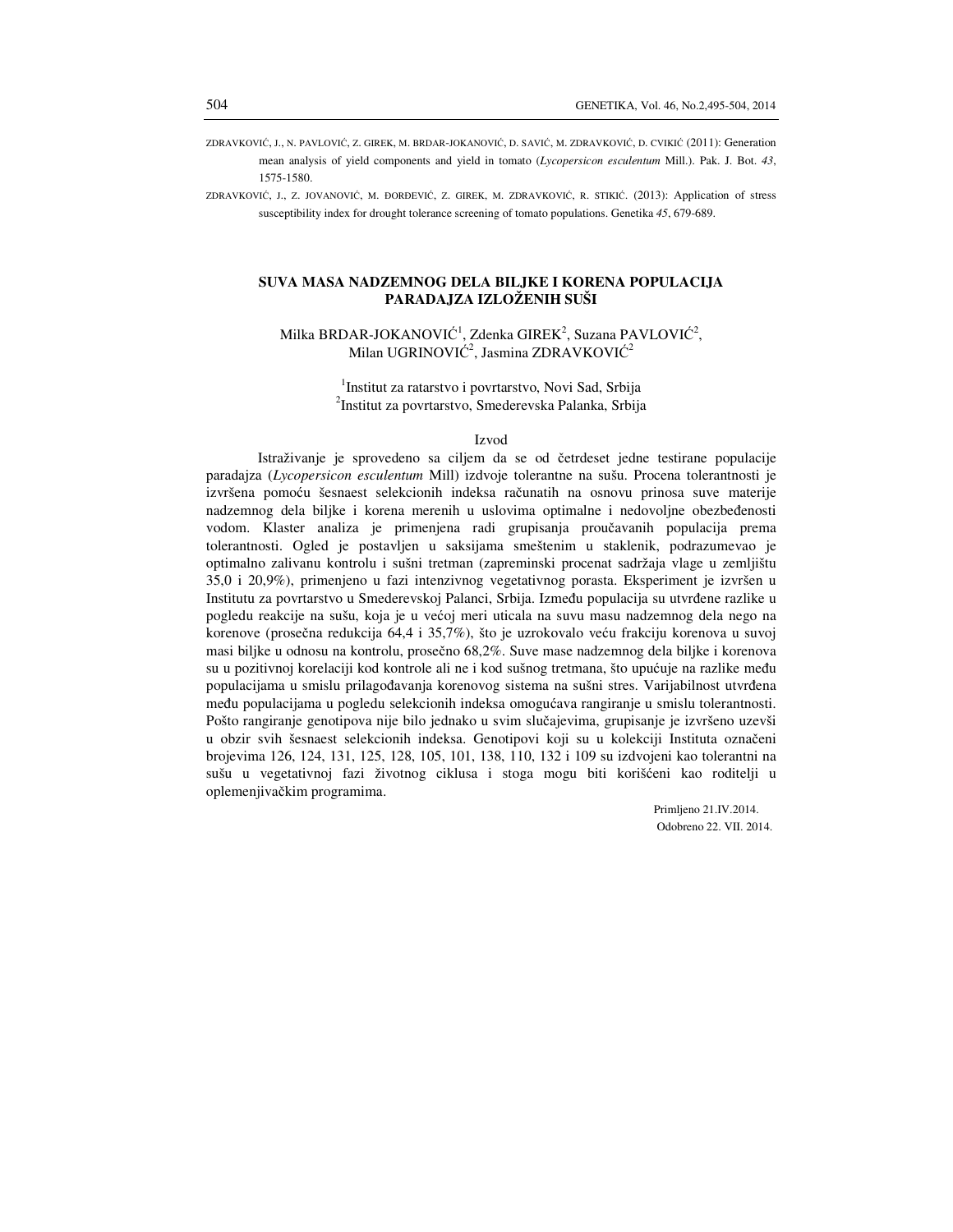ZDRAVKOVIĆ, J., N. PAVLOVIĆ, Z. GIREK, M. BRDAR-JOKANOVIĆ, D. SAVIĆ, M. ZDRAVKOVIĆ, D. CVIKIĆ (2011): Generation mean analysis of yield components and yield in tomato (*Lycopersicon esculentum* Mill.). Pak. J. Bot. *43*, 1575-1580.

ZDRAVKOVIĆ, J., Z. JOVANOVIĆ, M. ĐORĐEVIĆ, Z. GIREK, M. ZDRAVKOVIĆ, R. STIKIĆ. (2013): Application of stress susceptibility index for drought tolerance screening of tomato populations. Genetika *45*, 679-689.

## SUVA MASA NADZEMNOG DELA BILJKE I KORENA POPULACIJA PARADAJZA IZLOŽENIH SUŠI

Milka BRDAR-JOKANOVIĆ[1], Zdenka GIREK[2], Suzana PAVLOVIĆ[2], Milan UGRINOVIĆ[2], Jasmina ZDRAVKOVIĆ[2]

[1]Institut za ratarstvo i povrtarstvo, Novi Sad, Srbija
[2]Institut za povrtarstvo, Smederevska Palanka, Srbija

### Izvod

Istraživanje je sprovedeno sa ciljem da se od četrdeset jedne testirane populacije paradajza (*Lycopersicon esculentum* Mill) izdvoje tolerantne na sušu. Procena tolerantnosti je izvršena pomoću šesnaest selekcionih indeksa računatih na osnovu prinosa suve materije nadzemnog dela biljke i korena merenih u uslovima optimalne i nedovoljne obezbeđenosti vodom. Klaster analiza je primenjena radi grupisanja proučavanih populacija prema tolerantnosti. Ogled je postavljen u saksijama smeštenim u staklenik, podrazumevao je optimalno zalivanu kontrolu i sušni tretman (zapreminski procenat sadržaja vlage u zemljištu 35,0 i 20,9%), primenjeno u fazi intenzivnog vegetativnog porasta. Eksperiment je izvršen u Institutu za povrtarstvo u Smederevskoj Palanci, Srbija. Između populacija su utvrđene razlike u pogledu reakcije na sušu, koja je u većoj meri uticala na suvu masu nadzemnog dela nego na korenove (prosečna redukcija 64,4 i 35,7%), što je uzrokovalo veću frakciju korenova u suvoj masi biljke u odnosu na kontrolu, prosečno 68,2%. Suve mase nadzemnog dela biljke i korenova su u pozitivnoj korelaciji kod kontrole ali ne i kod sušnog tretmana, što upućuje na razlike među populacijama u smislu prilagođavanja korenovog sistema na sušni stres. Varijabilnost utvrđena među populacijama u pogledu selekcionih indeksa omogućava rangiranje u smislu tolerantnosti. Pošto rangiranje genotipova nije bilo jednako u svim slučajevima, grupisanje je izvršeno uzevši u obzir svih šesnaest selekcionih indeksa. Genotipovi koji su u kolekciji Instituta označeni brojevima 126, 124, 131, 125, 128, 105, 101, 138, 110, 132 i 109 su izdvojeni kao tolerantni na sušu u vegetativnoj fazi životnog ciklusa i stoga mogu biti korišćeni kao roditelji u oplemenjivačkim programima.

Primljeno 21.IV.2014.
Odobreno 22. VII. 2014.